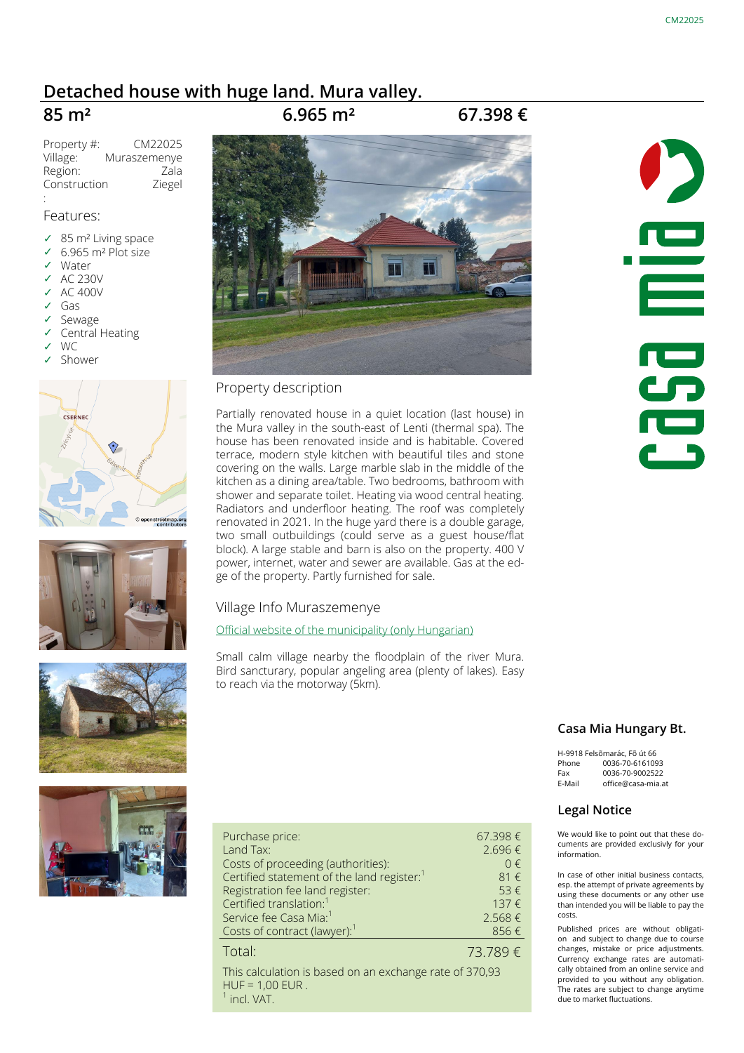# Detached house with huge land. Mura valley.

**85 m²** **6.965 m²** **67.398 €**

| | |
|---|---|
| Property #: | CM22025 |
| Village: | Muraszemenye |
| Region: | Zala |
| Construction: | Ziegel |

## Features:

- ✓ 85 m² Living space
- ✓ 6.965 m² Plot size
- ✓ Water
- ✓ AC 230V
- ✓ AC 400V
- ✓ Gas
- ✓ Sewage
- ✓ Central Heating
- ✓ WC
- ✓ Shower

## Property description

Partially renovated house in a quiet location (last house) in the Mura valley in the south-east of Lenti (thermal spa). The house has been renovated inside and is habitable. Covered terrace, modern style kitchen with beautiful tiles and stone covering on the walls. Large marble slab in the middle of the kitchen as a dining area/table. Two bedrooms, bathroom with shower and separate toilet. Heating via wood central heating. Radiators and underfloor heating. The roof was completely renovated in 2021. In the huge yard there is a double garage, two small outbuildings (could serve as a guest house/flat block). A large stable and barn is also on the property. 400 V power, internet, water and sewer are available. Gas at the edge of the property. Partly furnished for sale.

## Village Info Muraszemenye

[Official website of the municipality (only Hungarian)]

Small calm village nearby the floodplain of the river Mura. Bird sanctuary, popular angeling area (plenty of lakes). Easy to reach via the motorway (5km).

| | |
|---|---|
| Purchase price: | 67.398 € |
| Land Tax: | 2.696 € |
| Costs of proceeding (authorities): | 0 € |
| Certified statement of the land register:[1] | 81 € |
| Registration fee land register: | 53 € |
| Certified translation:[1] | 137 € |
| Service fee Casa Mia:[1] | 2.568 € |
| Costs of contract (lawyer):[1] | 856 € |
| **Total:** | **73.789 €** |

This calculation is based on an exchange rate of 370,93 HUF = 1,00 EUR .
[1] incl. VAT.

## Casa Mia Hungary Bt.

H-9918 Felsőmarác, Fő út 66
Phone 0036-70-6161093
Fax 0036-70-9002522
E-Mail office@casa-mia.at

## Legal Notice

We would like to point out that these documents are provided exclusivly for your information.

In case of other initial business contacts, esp. the attempt of private agreements by using these documents or any other use than intended you will be liable to pay the costs.

Published prices are without obligation and subject to change due to course changes, mistake or price adjustments. Currency exchange rates are automatically obtained from an online service and provided to you without any obligation. The rates are subject to change anytime due to market fluctuations.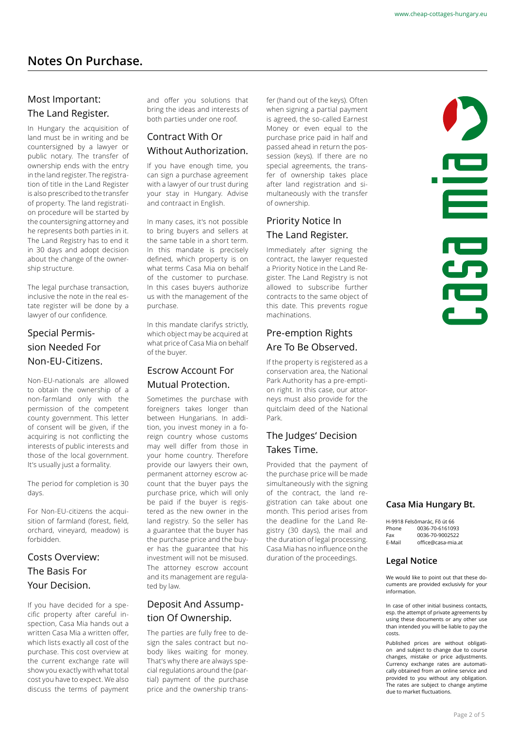# Notes On Purchase.

## Most Important: The Land Register.

In Hungary the acquisition of land must be in writing and be countersigned by a lawyer or public notary. The transfer of ownership ends with the entry in the land register. The registration of title in the Land Register is also prescribed to the transfer of property. The land registration procedure will be started by the countersigning attorney and he represents both parties in it. The Land Registry has to end it in 30 days and adopt decision about the change of the ownership structure.

The legal purchase transaction, inclusive the note in the real estate register will be done by a lawyer of our confidence.

## Special Permission Needed For Non-EU-Citizens.

Non-EU-nationals are allowed to obtain the ownership of a non-farmland only with the permission of the competent county government. This letter of consent will be given, if the acquiring is not conflicting the interests of public interests and those of the local government. It's usually just a formality.

The period for completion is 30 days.

For Non-EU-citizens the acquisition of farmland (forest, field, orchard, vineyard, meadow) is forbidden.

## Costs Overview: The Basis For Your Decision.

If you have decided for a specific property after careful inspection, Casa Mia hands out a written Casa Mia a written offer, which lists exactly all cost of the purchase. This cost overview at the current exchange rate will show you exactly with what total cost you have to expect. We also discuss the terms of payment and offer you solutions that bring the ideas and interests of both parties under one roof.

## Contract With Or Without Authorization.

If you have enough time, you can sign a purchase agreement with a lawyer of our trust during your stay in Hungary. Advise and contraact in English.

In many cases, it's not possible to bring buyers and sellers at the same table in a short term. In this mandate is precisely defined, which property is on what terms Casa Mia on behalf of the customer to purchase. In this cases buyers authorize us with the management of the purchase.

In this mandate clarifys strictly, which object may be acquired at what price of Casa Mia on behalf of the buyer.

## Escrow Account For Mutual Protection.

Sometimes the purchase with foreigners takes longer than between Hungarians. In addition, you invest money in a foreign country whose customs may well differ from those in your home country. Therefore provide our lawyers their own, permanent attorney escrow account that the buyer pays the purchase price, which will only be paid if the buyer is registered as the new owner in the land registry. So the seller has a guarantee that the buyer has the purchase price and the buyer has the guarantee that his investment will not be misused. The attorney escrow account and its management are regulated by law.

## Deposit And Assumption Of Ownership.

The parties are fully free to design the sales contract but nobody likes waiting for money. That's why there are always special regulations around the (partial) payment of the purchase price and the ownership transfer (hand out of the keys). Often when signing a partial payment is agreed, the so-called Earnest Money or even equal to the purchase price paid in half and passed ahead in return the possession (keys). If there are no special agreements, the transfer of ownership takes place after land registration and simultaneously with the transfer of ownership.

## Priority Notice In The Land Register.

Immediately after signing the contract, the lawyer requested a Priority Notice in the Land Register. The Land Registry is not allowed to subscribe further contracts to the same object of this date. This prevents rogue machinations.

## Pre-emption Rights Are To Be Observed.

If the property is registered as a conservation area, the National Park Authority has a pre-emption right. In this case, our attorneys must also provide for the quitclaim deed of the National Park.

## The Judges' Decision Takes Time.

Provided that the payment of the purchase price will be made simultaneously with the signing of the contract, the land registration can take about one month. This period arises from the deadline for the Land Registry (30 days), the mail and the duration of legal processing. Casa Mia has no influence on the duration of the proceedings.

### Casa Mia Hungary Bt.

H-9918 Felsőmarác, Fő út 66
Phone 0036-70-6161093
Fax 0036-70-9002522
E-Mail office@casa-mia.at

### Legal Notice

We would like to point out that these documents are provided exclusivly for your information.

In case of other initial business contacts, esp. the attempt of private agreements by using these documents or any other use than intended you will be liable to pay the costs.

Published prices are without obligation and subject to change due to course changes, mistake or price adjustments. Currency exchange rates are automatically obtained from an online service and provided to you without any obligation. The rates are subject to change anytime due to market fluctuations.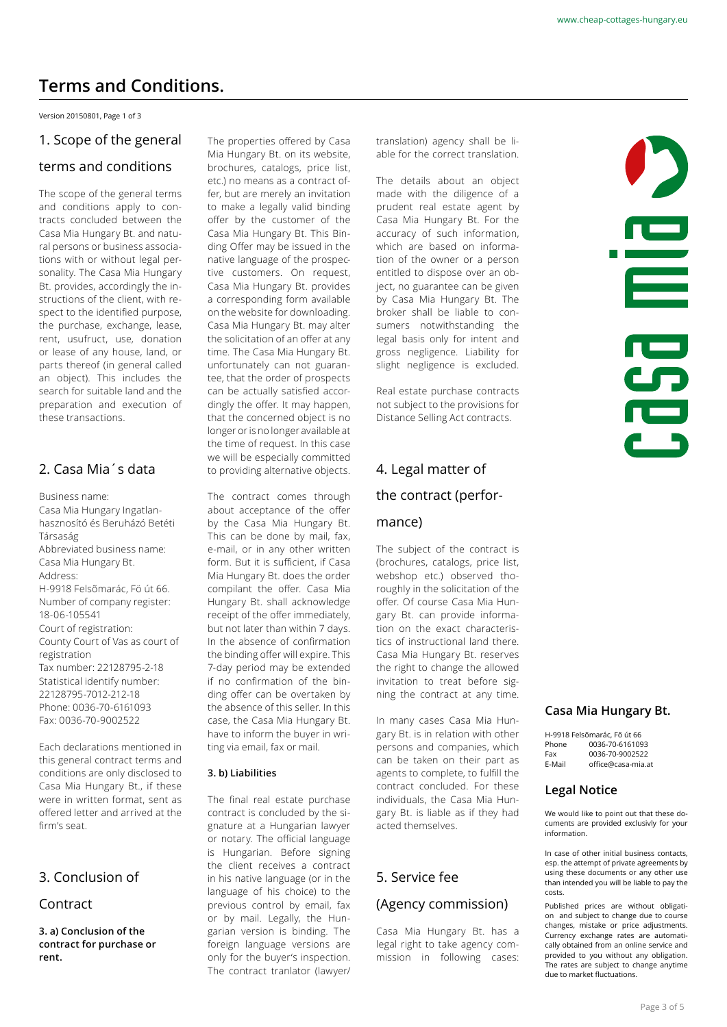# Terms and Conditions.

Version 20150801, Page 1 of 3

## 1. Scope of the general terms and conditions

The scope of the general terms and conditions apply to contracts concluded between the Casa Mia Hungary Bt. and natural persons or business associations with or without legal personality. The Casa Mia Hungary Bt. provides, accordingly the instructions of the client, with respect to the identified purpose, the purchase, exchange, lease, rent, usufruct, use, donation or lease of any house, land, or parts thereof (in general called an object). This includes the search for suitable land and the preparation and execution of these transactions.

## 2. Casa Mia´s data

Business name:
Casa Mia Hungary Ingatlanhasznosító és Beruházó Betéti Társaság
Abbreviated business name:
Casa Mia Hungary Bt.
Address:
H-9918 Felsõmarác, Fö út 66.
Number of company register:
18-06-105541
Court of registration:
County Court of Vas as court of registration
Tax number: 22128795-2-18
Statistical identify number:
22128795-7012-212-18
Phone: 0036-70-6161093
Fax: 0036-70-9002522

Each declarations mentioned in this general contract terms and conditions are only disclosed to Casa Mia Hungary Bt., if these were in written format, sent as offered letter and arrived at the firm's seat.

## 3. Conclusion of Contract

**3. a) Conclusion of the contract for purchase or rent.**

The properties offered by Casa Mia Hungary Bt. on its website, brochures, catalogs, price list, etc.) no means as a contract offer, but are merely an invitation to make a legally valid binding offer by the customer of the Casa Mia Hungary Bt. This Binding Offer may be issued in the native language of the prospective customers. On request, Casa Mia Hungary Bt. provides a corresponding form available on the website for downloading. Casa Mia Hungary Bt. may alter the solicitation of an offer at any time. The Casa Mia Hungary Bt. unfortunately can not guarantee, that the order of prospects can be actually satisfied accordingly the offer. It may happen, that the concerned object is no longer or is no longer available at the time of request. In this case we will be especially committed to providing alternative objects.

The contract comes through about acceptance of the offer by the Casa Mia Hungary Bt. This can be done by mail, fax, e-mail, or in any other written form. But it is sufficient, if Casa Mia Hungary Bt. does the order compilant the offer. Casa Mia Hungary Bt. shall acknowledge receipt of the offer immediately, but not later than within 7 days. In the absence of confirmation the binding offer will expire. This 7-day period may be extended if no confirmation of the binding offer can be overtaken by the absence of this seller. In this case, the Casa Mia Hungary Bt. have to inform the buyer in writing via email, fax or mail.

**3. b) Liabilities**

The final real estate purchase contract is concluded by the signature at a Hungarian lawyer or notary. The official language is Hungarian. Before signing the client receives a contract in his native language (or in the language of his choice) to the previous control by email, fax or by mail. Legally, the Hungarian version is binding. The foreign language versions are only for the buyer's inspection. The contract tranlator (lawyer/translation) agency shall be liable for the correct translation.

The details about an object made with the diligence of a prudent real estate agent by Casa Mia Hungary Bt. For the accuracy of such information, which are based on information of the owner or a person entitled to dispose over an object, no guarantee can be given by Casa Mia Hungary Bt. The broker shall be liable to consumers notwithstanding the legal basis only for intent and gross negligence. Liability for slight negligence is excluded.

Real estate purchase contracts not subject to the provisions for Distance Selling Act contracts.

## 4. Legal matter of the contract (performance)

The subject of the contract is (brochures, catalogs, price list, webshop etc.) observed thoroughly in the solicitation of the offer. Of course Casa Mia Hungary Bt. can provide information on the exact characteristics of instructional land there. Casa Mia Hungary Bt. reserves the right to change the allowed invitation to treat before signing the contract at any time.

In many cases Casa Mia Hungary Bt. is in relation with other persons and companies, which can be taken on their part as agents to complete, to fulfill the contract concluded. For these individuals, the Casa Mia Hungary Bt. is liable as if they had acted themselves.

## 5. Service fee (Agency commission)

Casa Mia Hungary Bt. has a legal right to take agency commission in following cases:

### Casa Mia Hungary Bt.

H-9918 Felsõmarác, Fõ út 66
Phone 0036-70-6161093
Fax 0036-70-9002522
E-Mail office@casa-mia.at

### Legal Notice

We would like to point out that these documents are provided exclusivly for your information.

In case of other initial business contacts, esp. the attempt of private agreements by using these documents or any other use than intended you will be liable to pay the costs.

Published prices are without obligation and subject to change due to course changes, mistake or price adjustments. Currency exchange rates are automatically obtained from an online service and provided to you without any obligation. The rates are subject to change anytime due to market fluctuations.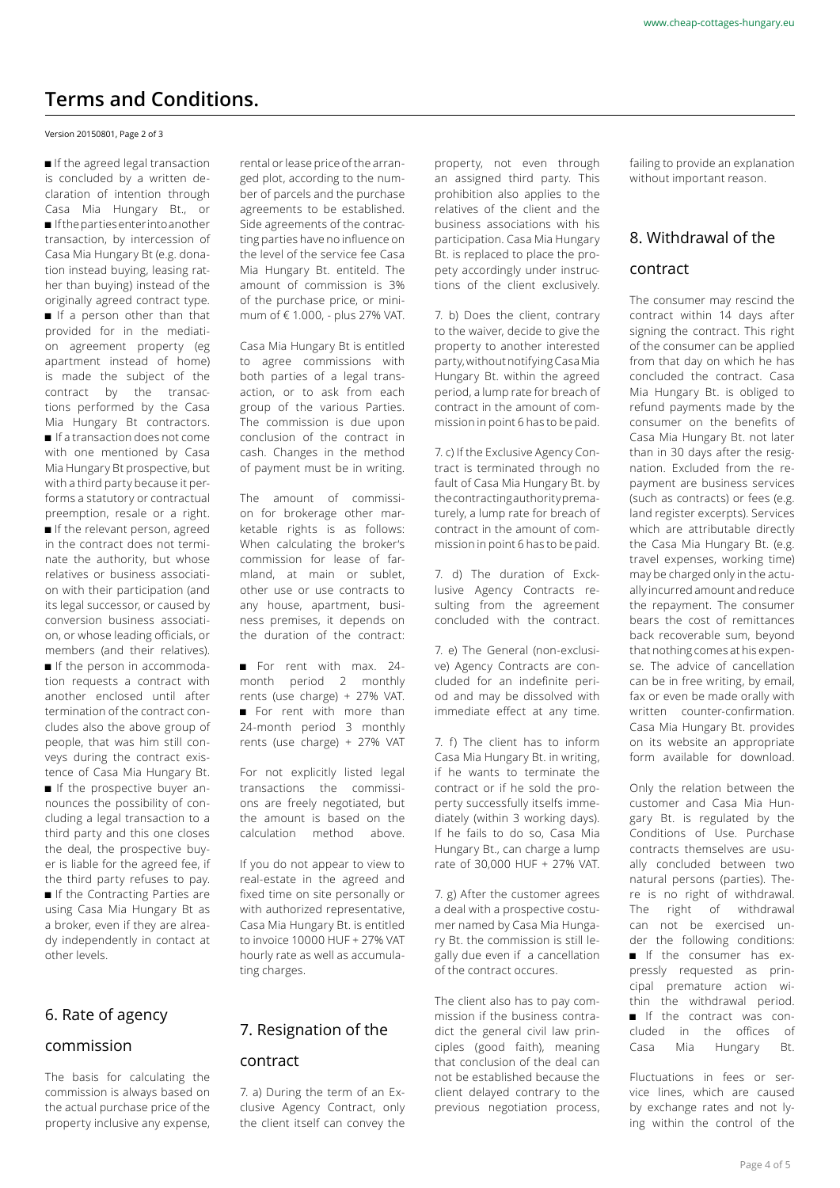## Terms and Conditions.

Version 20150801, Page 2 of 3

- If the agreed legal transaction is concluded by a written declaration of intention through Casa Mia Hungary Bt., or
- If the parties enter into another transaction, by intercession of Casa Mia Hungary Bt (e.g. donation instead buying, leasing rather than buying) instead of the originally agreed contract type.
- If a person other than that provided for in the mediation agreement property (eg apartment instead of home) is made the subject of the contract by the transactions performed by the Casa Mia Hungary Bt contractors.
- If a transaction does not come with one mentioned by Casa Mia Hungary Bt prospective, but with a third party because it performs a statutory or contractual preemption, resale or a right.
- If the relevant person, agreed in the contract does not terminate the authority, but whose relatives or business association with their participation (and its legal successor, or caused by conversion business association, or whose leading officials, or members (and their relatives).
- If the person in accommodation requests a contract with another enclosed until after termination of the contract concludes also the above group of people, that was him still conveys during the contract existence of Casa Mia Hungary Bt.
- If the prospective buyer announces the possibility of concluding a legal transaction to a third party and this one closes the deal, the prospective buyer is liable for the agreed fee, if the third party refuses to pay.
- If the Contracting Parties are using Casa Mia Hungary Bt as a broker, even if they are already independently in contact at other levels.

## 6. Rate of agency commission

The basis for calculating the commission is always based on the actual purchase price of the property inclusive any expense, rental or lease price of the arranged plot, according to the number of parcels and the purchase agreements to be established. Side agreements of the contracting parties have no influence on the level of the service fee Casa Mia Hungary Bt. entiteld. The amount of commission is 3% of the purchase price, or minimum of € 1.000, - plus 27% VAT.

Casa Mia Hungary Bt is entitled to agree commissions with both parties of a legal transaction, or to ask from each group of the various Parties. The commission is due upon conclusion of the contract in cash. Changes in the method of payment must be in writing.

The amount of commission for brokerage other marketable rights is as follows: When calculating the broker's commission for lease of farmland, at main or sublet, other use or use contracts to any house, apartment, business premises, it depends on the duration of the contract:

- For rent with max. 24-month period 2 monthly rents (use charge) + 27% VAT.
- For rent with more than 24-month period 3 monthly rents (use charge) + 27% VAT

For not explicitly listed legal transactions the commissions are freely negotiated, but the amount is based on the calculation method above.

If you do not appear to view to real-estate in the agreed and fixed time on site personally or with authorized representative, Casa Mia Hungary Bt. is entitled to invoice 10000 HUF + 27% VAT hourly rate as well as accumulating charges.

## 7. Resignation of the contract

7. a) During the term of an Exclusive Agency Contract, only the client itself can convey the property, not even through an assigned third party. This prohibition also applies to the relatives of the client and the business associations with his participation. Casa Mia Hungary Bt. is replaced to place the propety accordingly under instructions of the client exclusively.

7. b) Does the client, contrary to the waiver, decide to give the property to another interested party, without notifying Casa Mia Hungary Bt. within the agreed period, a lump rate for breach of contract in the amount of commission in point 6 has to be paid.

7. c) If the Exclusive Agency Contract is terminated through no fault of Casa Mia Hungary Bt. by the contracting authority prematurely, a lump rate for breach of contract in the amount of commission in point 6 has to be paid.

7. d) The duration of Excklusive Agency Contracts resulting from the agreement concluded with the contract.

7. e) The General (non-exclusive) Agency Contracts are concluded for an indefinite period and may be dissolved with immediate effect at any time.

7. f) The client has to inform Casa Mia Hungary Bt. in writing, if he wants to terminate the contract or if he sold the property successfully itselfs immediately (within 3 working days). If he fails to do so, Casa Mia Hungary Bt., can charge a lump rate of 30,000 HUF + 27% VAT.

7. g) After the customer agrees a deal with a prospective costumer named by Casa Mia Hungary Bt. the commission is still legally due even if a cancellation of the contract occures.

The client also has to pay commission if the business contradict the general civil law principles (good faith), meaning that conclusion of the deal can not be established because the client delayed contrary to the previous negotiation process, failing to provide an explanation without important reason.

## 8. Withdrawal of the contract

The consumer may rescind the contract within 14 days after signing the contract. This right of the consumer can be applied from that day on which he has concluded the contract. Casa Mia Hungary Bt. is obliged to refund payments made by the consumer on the benefits of Casa Mia Hungary Bt. not later than in 30 days after the resignation. Excluded from the repayment are business services (such as contracts) or fees (e.g. land register excerpts). Services which are attributable directly the Casa Mia Hungary Bt. (e.g. travel expenses, working time) may be charged only in the actually incurred amount and reduce the repayment. The consumer bears the cost of remittances back recoverable sum, beyond that nothing comes at his expense. The advice of cancellation can be in free writing, by email, fax or even be made orally with written counter-confirmation. Casa Mia Hungary Bt. provides on its website an appropriate form available for download.

Only the relation between the customer and Casa Mia Hungary Bt. is regulated by the Conditions of Use. Purchase contracts themselves are usually concluded between two natural persons (parties). There is no right of withdrawal. The right of withdrawal can not be exercised under the following conditions:

- If the consumer has expressly requested as principal premature action within the withdrawal period.
- If the contract was concluded in the offices of Casa Mia Hungary Bt.

Fluctuations in fees or service lines, which are caused by exchange rates and not lying within the control of the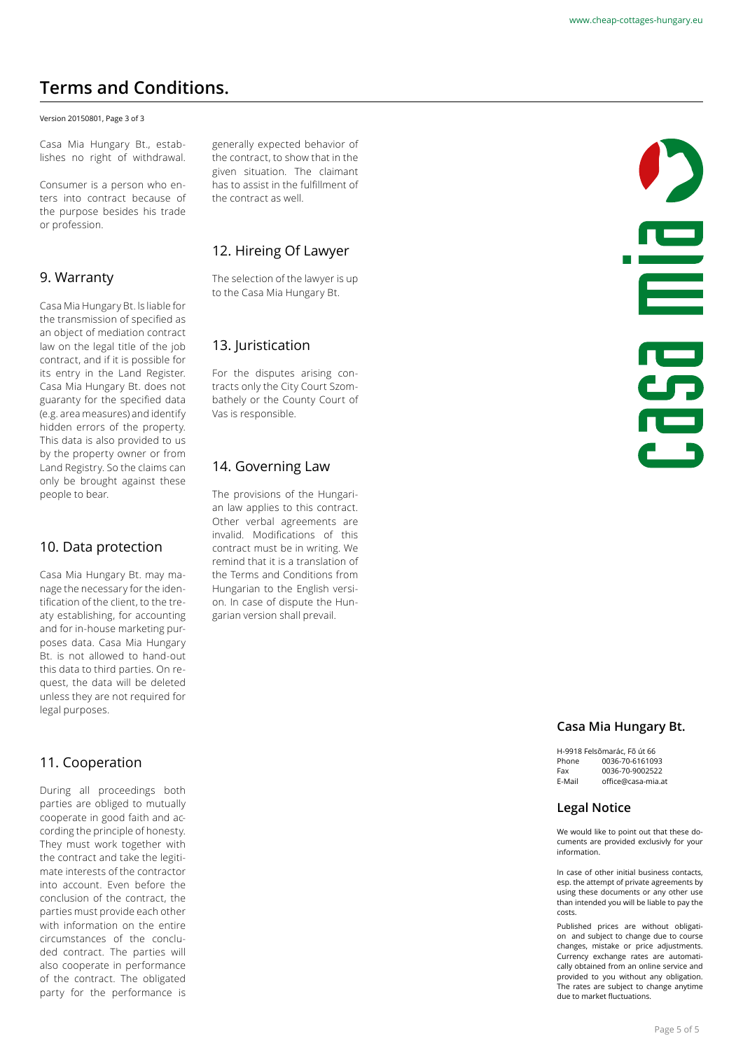# Terms and Conditions.

Version 20150801, Page 3 of 3

Casa Mia Hungary Bt., establishes no right of withdrawal.

Consumer is a person who enters into contract because of the purpose besides his trade or profession.

## 9. Warranty

Casa Mia Hungary Bt. Is liable for the transmission of specified as an object of mediation contract law on the legal title of the job contract, and if it is possible for its entry in the Land Register. Casa Mia Hungary Bt. does not guaranty for the specified data (e.g. area measures) and identify hidden errors of the property. This data is also provided to us by the property owner or from Land Registry. So the claims can only be brought against these people to bear.

## 10. Data protection

Casa Mia Hungary Bt. may manage the necessary for the identification of the client, to the treaty establishing, for accounting and for in-house marketing purposes data. Casa Mia Hungary Bt. is not allowed to hand-out this data to third parties. On request, the data will be deleted unless they are not required for legal purposes.

## 11. Cooperation

During all proceedings both parties are obliged to mutually cooperate in good faith and according the principle of honesty. They must work together with the contract and take the legitimate interests of the contractor into account. Even before the conclusion of the contract, the parties must provide each other with information on the entire circumstances of the concluded contract. The parties will also cooperate in performance of the contract. The obligated party for the performance is generally expected behavior of the contract, to show that in the given situation. The claimant has to assist in the fulfillment of the contract as well.

## 12. Hireing Of Lawyer

The selection of the lawyer is up to the Casa Mia Hungary Bt.

## 13. Juristication

For the disputes arising contracts only the City Court Szombathely or the County Court of Vas is responsible.

## 14. Governing Law

The provisions of the Hungarian law applies to this contract. Other verbal agreements are invalid. Modifications of this contract must be in writing. We remind that it is a translation of the Terms and Conditions from Hungarian to the English version. In case of dispute the Hungarian version shall prevail.

casa mia

### Casa Mia Hungary Bt.

H-9918 Felsőmarác, Fő út 66
Phone 0036-70-6161093
Fax 0036-70-9002522
E-Mail office@casa-mia.at

### Legal Notice

We would like to point out that these documents are provided exclusivly for your information.

In case of other initial business contacts, esp. the attempt of private agreements by using these documents or any other use than intended you will be liable to pay the costs.

Published prices are without obligation and subject to change due to course changes, mistake or price adjustments. Currency exchange rates are automatically obtained from an online service and provided to you without any obligation. The rates are subject to change anytime due to market fluctuations.